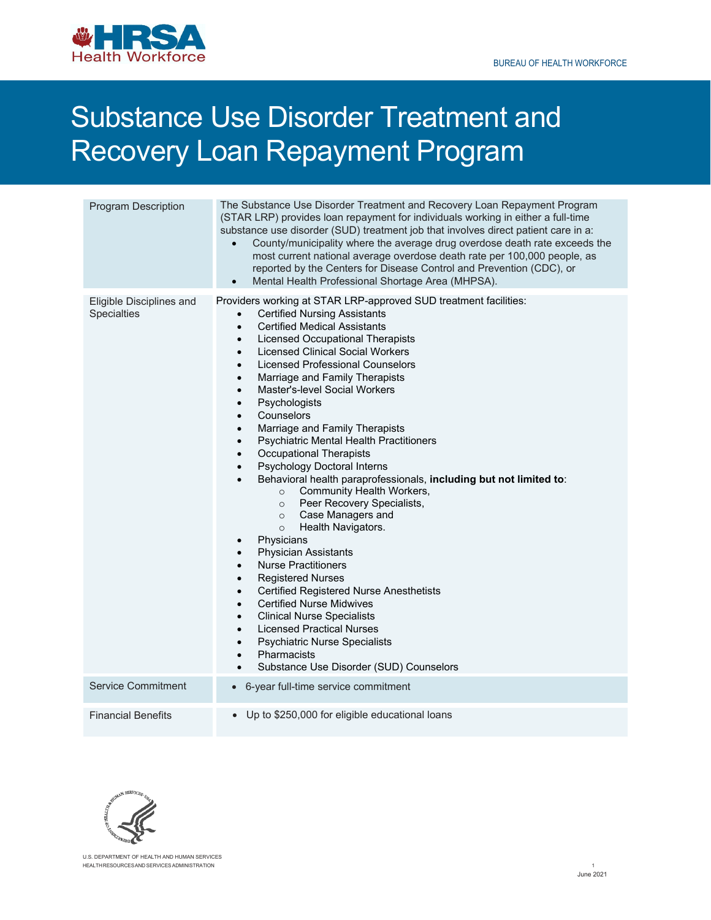BUREAU OF HEALTH WORKFORCE

# Substance Use Disorder Treatment and Recovery Loan Repayment Program

| | |
|---|---|
| Program Description | The Substance Use Disorder Treatment and Recovery Loan Repayment Program (STAR LRP) provides loan repayment for individuals working in either a full-time substance use disorder (SUD) treatment job that involves direct patient care in a:<br>• County/municipality where the average drug overdose death rate exceeds the most current national average overdose death rate per 100,000 people, as reported by the Centers for Disease Control and Prevention (CDC), or<br>• Mental Health Professional Shortage Area (MHPSA). |
| Eligible Disciplines and Specialties | Providers working at STAR LRP-approved SUD treatment facilities:<br>• Certified Nursing Assistants<br>• Certified Medical Assistants<br>• Licensed Occupational Therapists<br>• Licensed Clinical Social Workers<br>• Licensed Professional Counselors<br>• Marriage and Family Therapists<br>• Master's-level Social Workers<br>• Psychologists<br>• Counselors<br>• Marriage and Family Therapists<br>• Psychiatric Mental Health Practitioners<br>• Occupational Therapists<br>• Psychology Doctoral Interns<br>• Behavioral health paraprofessionals, **including but not limited to**:<br>  ○ Community Health Workers,<br>  ○ Peer Recovery Specialists,<br>  ○ Case Managers and<br>  ○ Health Navigators.<br>• Physicians<br>• Physician Assistants<br>• Nurse Practitioners<br>• Registered Nurses<br>• Certified Registered Nurse Anesthetists<br>• Certified Nurse Midwives<br>• Clinical Nurse Specialists<br>• Licensed Practical Nurses<br>• Psychiatric Nurse Specialists<br>• Pharmacists<br>• Substance Use Disorder (SUD) Counselors |
| Service Commitment | • 6-year full-time service commitment |
| Financial Benefits | • Up to $250,000 for eligible educational loans |

U.S. DEPARTMENT OF HEALTH AND HUMAN SERVICES
HEALTH RESOURCES AND SERVICES ADMINISTRATION

June 2021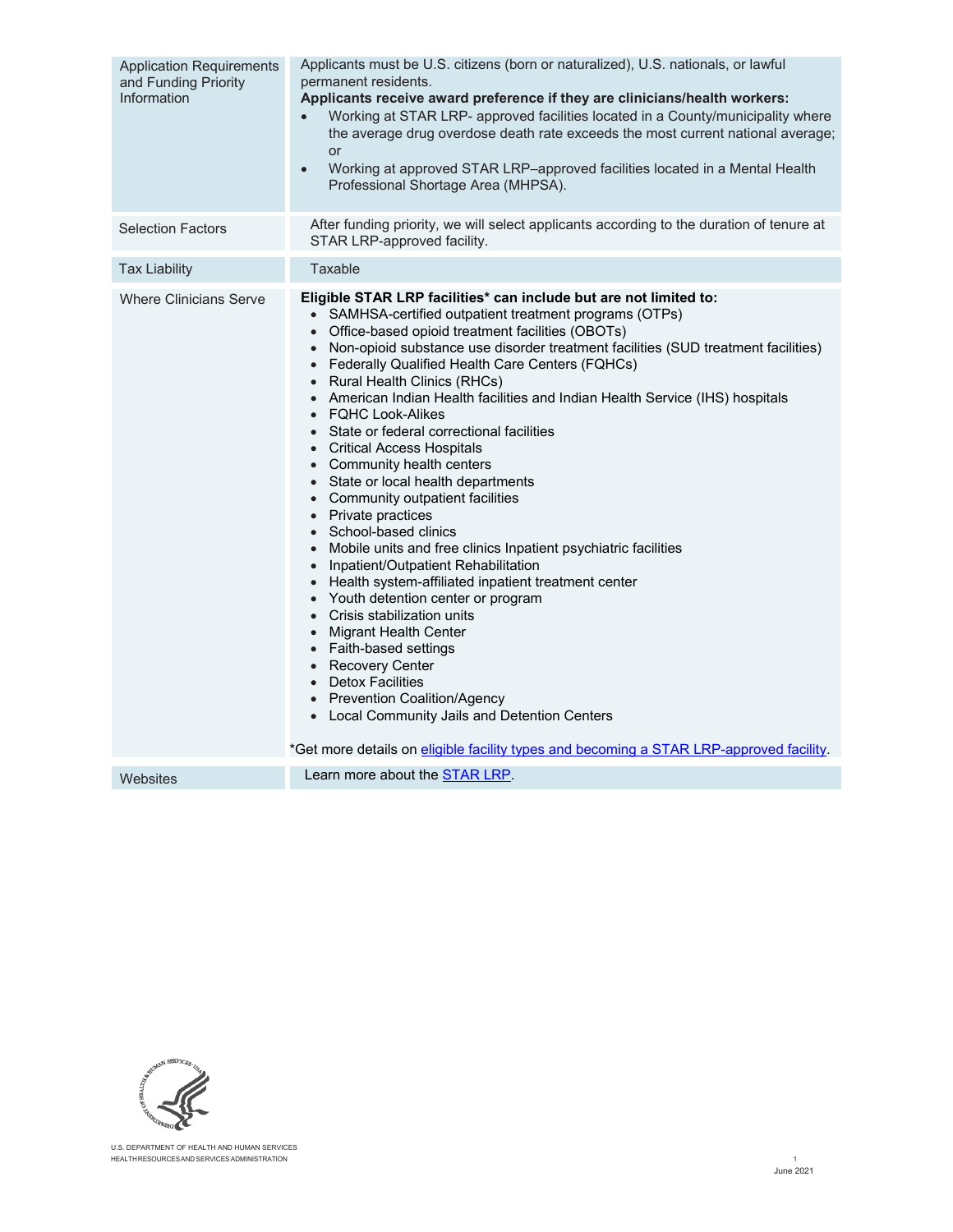| | |
|---|---|
| Application Requirements and Funding Priority Information | Applicants must be U.S. citizens (born or naturalized), U.S. nationals, or lawful permanent residents.<br>**Applicants receive award preference if they are clinicians/health workers:**<br>• Working at STAR LRP- approved facilities located in a County/municipality where the average drug overdose death rate exceeds the most current national average; or<br>• Working at approved STAR LRP–approved facilities located in a Mental Health Professional Shortage Area (MHPSA). |
| Selection Factors | After funding priority, we will select applicants according to the duration of tenure at STAR LRP-approved facility. |
| Tax Liability | Taxable |
| Where Clinicians Serve | **Eligible STAR LRP facilities\* can include but are not limited to:**<br>• SAMHSA-certified outpatient treatment programs (OTPs)<br>• Office-based opioid treatment facilities (OBOTs)<br>• Non-opioid substance use disorder treatment facilities (SUD treatment facilities)<br>• Federally Qualified Health Care Centers (FQHCs)<br>• Rural Health Clinics (RHCs)<br>• American Indian Health facilities and Indian Health Service (IHS) hospitals<br>• FQHC Look-Alikes<br>• State or federal correctional facilities<br>• Critical Access Hospitals<br>• Community health centers<br>• State or local health departments<br>• Community outpatient facilities<br>• Private practices<br>• School-based clinics<br>• Mobile units and free clinics Inpatient psychiatric facilities<br>• Inpatient/Outpatient Rehabilitation<br>• Health system-affiliated inpatient treatment center<br>• Youth detention center or program<br>• Crisis stabilization units<br>• Migrant Health Center<br>• Faith-based settings<br>• Recovery Center<br>• Detox Facilities<br>• Prevention Coalition/Agency<br>• Local Community Jails and Detention Centers<br><br>\*Get more details on eligible facility types and becoming a STAR LRP-approved facility. |
| Websites | Learn more about the STAR LRP. |

U.S. DEPARTMENT OF HEALTH AND HUMAN SERVICES
HEALTH RESOURCES AND SERVICES ADMINISTRATION

June 2021